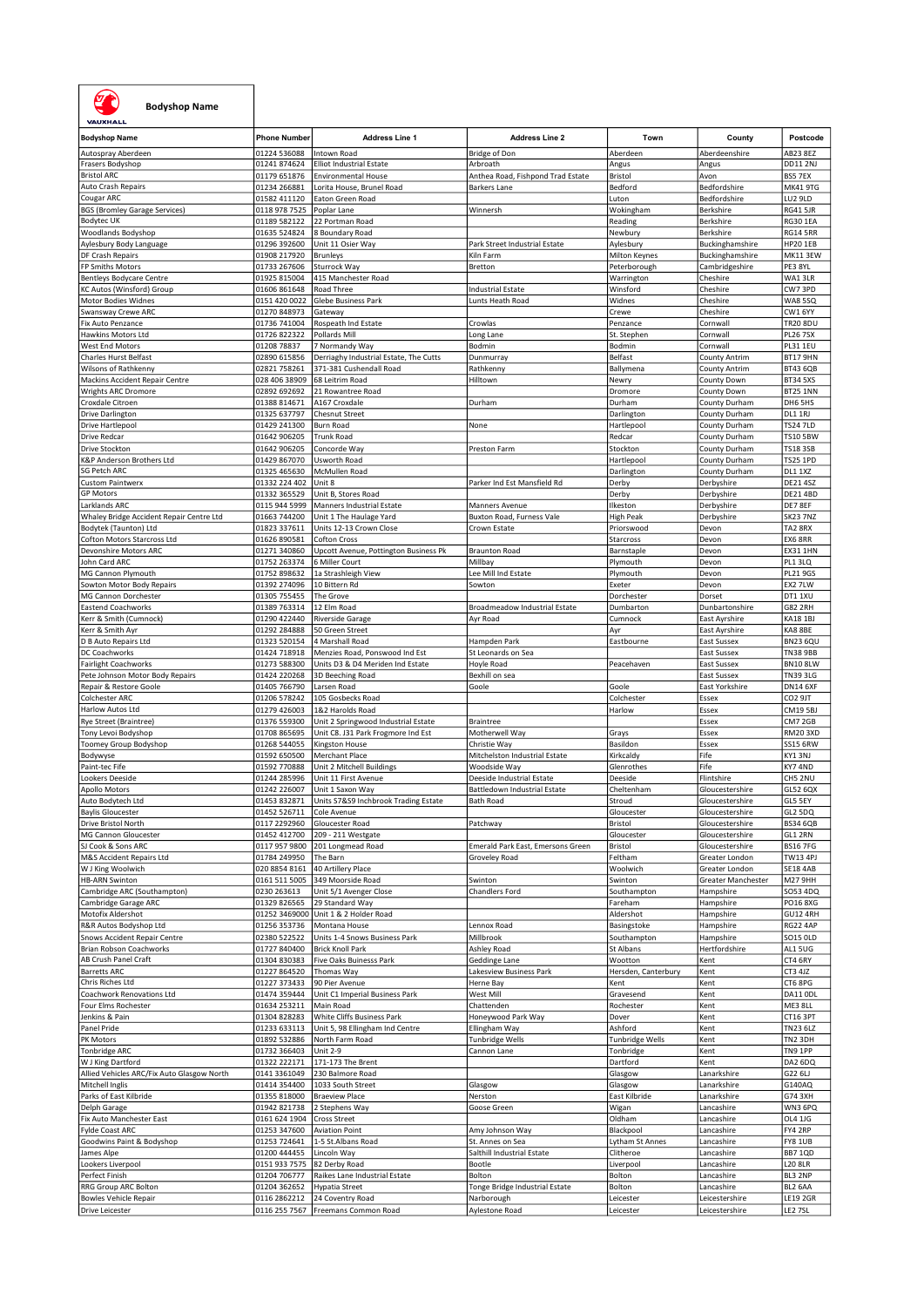**Bodyshop Name**

| Bodyshop Name | Phone Number | Address Line 1 | Address Line 2 | Town | County | Postcode |
|---|---|---|---|---|---|---|
| Autospray Aberdeen | 01224 536088 | Intown Road | Bridge of Don | Aberdeen | Aberdeenshire | AB23 8EZ |
| Frasers Bodyshop | 01241 874624 | Elliot Industrial Estate | Arbroath | Angus | Angus | DD11 2NJ |
| Bristol ARC | 01179 651876 | Environmental House | Anthea Road, Fishpond Trad Estate | Bristol | Avon | BS5 7EX |
| Auto Crash Repairs | 01234 266881 | Lorita House, Brunel Road | Barkers Lane | Bedford | Bedfordshire | MK41 9TG |
| Cougar ARC | 01582 411120 | Eaton Green Road | | Luton | Bedfordshire | LU2 9LD |
| BGS (Bromley Garage Services) | 0118 978 7525 | Poplar Lane | Winnersh | Wokingham | Berkshire | RG41 5JR |
| Bodytec UK | 01189 582122 | 22 Portman Road | | Reading | Berkshire | RG30 1EA |
| Woodlands Bodyshop | 01635 524824 | 8 Boundary Road | | Newbury | Berkshire | RG14 5RR |
| Aylesbury Body Language | 01296 392600 | Unit 11 Osier Way | Park Street Industrial Estate | Aylesbury | Buckinghamshire | HP20 1EB |
| DF Crash Repairs | 01908 217920 | Brunleys | Kiln Farm | Milton Keynes | Buckinghamshire | MK11 3EW |
| FP Smiths Motors | 01733 267606 | Sturrock Way | Bretton | Peterborough | Cambridgeshire | PE3 8YL |
| Bentleys Bodycare Centre | 01925 815004 | 415 Manchester Road | | Warrington | Cheshire | WA1 3LR |
| KC Autos (Winsford) Group | 01606 861648 | Road Three | Industrial Estate | Winsford | Cheshire | CW7 3PD |
| Motor Bodies Widnes | 0151 420 0022 | Glebe Business Park | Lunts Heath Road | Widnes | Cheshire | WA8 5SQ |
| Swansway Crewe ARC | 01270 848973 | Gateway | | Crewe | Cheshire | CW1 6YY |
| Fix Auto Penzance | 01736 741004 | Rospeath Ind Estate | Crowlas | Penzance | Cornwall | TR20 8DU |
| Hawkins Motors Ltd | 01726 822322 | Pollards Mill | Long Lane | St. Stephen | Cornwall | PL26 7SX |
| West End Motors | 01208 78837 | 7 Normandy Way | Bodmin | Bodmin | Cornwall | PL31 1EU |
| Charles Hurst Belfast | 02890 615856 | Derriaghy Industrial Estate, The Cutts | Dunmurray | Belfast | County Antrim | BT17 9HN |
| Wilsons of Rathkenny | 02821 758261 | 371-381 Cushendall Road | Rathkenny | Ballymena | County Antrim | BT43 6QB |
| Mackins Accident Repair Centre | 028 406 38909 | 68 Leitrim Road | Hilltown | Newry | County Down | BT34 5XS |
| Wrights ARC Dromore | 02892 692692 | 21 Rowantree Road | | Dromore | County Down | BT25 1NN |
| Croxdale Citroen | 01388 814671 | A167 Croxdale | Durham | Durham | County Durham | DH6 5HS |
| Drive Darlington | 01325 637797 | Chesnut Street | | Darlington | County Durham | DL1 1RJ |
| Drive Hartlepool | 01429 241300 | Burn Road | None | Hartlepool | County Durham | TS24 7LD |
| Drive Redcar | 01642 906205 | Trunk Road | | Redcar | County Durham | TS10 5BW |
| Drive Stockton | 01642 906205 | Concorde Way | Preston Farm | Stockton | County Durham | TS18 3SB |
| K&P Anderson Brothers Ltd | 01429 867070 | Usworth Road | | Hartlepool | County Durham | TS25 1PD |
| SG Petch ARC | 01325 465630 | McMullen Road | | Darlington | County Durham | DL1 1XZ |
| Custom Paintwerx | 01332 224 402 | Unit 8 | Parker Ind Est Mansfield Rd | Derby | Derbyshire | DE21 4SZ |
| GP Motors | 01332 365529 | Unit B, Stores Road | | Derby | Derbyshire | DE21 4BD |
| Larklands ARC | 0115 944 5999 | Manners Industrial Estate | Manners Avenue | Ilkeston | Derbyshire | DE7 8EF |
| Whaley Bridge Accident Repair Centre Ltd | 01663 744200 | Unit 1 The Haulage Yard | Buxton Road, Furness Vale | High Peak | Derbyshire | SK23 7NZ |
| Bodytek (Taunton) Ltd | 01823 337611 | Units 12-13 Crown Close | Crown Estate | Priorswood | Devon | TA2 8RX |
| Cofton Motors Starcross Ltd | 01626 890581 | Cofton Cross | | Starcross | Devon | EX6 8RR |
| Devonshire Motors ARC | 01271 340860 | Upcott Avenue, Pottington Business Pk | Braunton Road | Barnstaple | Devon | EX31 1HN |
| John Card ARC | 01752 263374 | 6 Miller Court | Millbay | Plymouth | Devon | PL1 3LQ |
| MG Cannon Plymouth | 01752 898632 | 1a Strashleigh View | Lee Mill Ind Estate | Plymouth | Devon | PL21 9GS |
| Sowton Motor Body Repairs | 01392 274096 | 10 Bittern Rd | Sowton | Exeter | Devon | EX2 7LW |
| MG Cannon Dorchester | 01305 755455 | The Grove | | Dorchester | Dorset | DT1 1XU |
| Eastend Coachworks | 01389 763314 | 12 Elm Road | Broadmeadow Industrial Estate | Dumbarton | Dunbartonshire | G82 2RH |
| Kerr & Smith (Cumnock) | 01290 422440 | Riverside Garage | Ayr Road | Cumnock | East Ayrshire | KA18 1BJ |
| Kerr & Smith Ayr | 01292 284888 | 50 Green Street | | Ayr | East Ayrshire | KA8 8BE |
| D B Auto Repairs Ltd | 01323 520154 | 4 Marshall Road | Hampden Park | Eastbourne | East Sussex | BN23 6QU |
| DC Coachworks | 01424 718918 | Menzies Road, Ponswood Ind Est | St Leonards on Sea | | East Sussex | TN38 9BB |
| Fairlight Coachworks | 01273 588300 | Units D3 & D4 Meriden Ind Estate | Hoyle Road | Peacehaven | East Sussex | BN10 8LW |
| Pete Johnson Motor Body Repairs | 01424 220268 | 3D Beeching Road | Bexhill on sea | | East Sussex | TN39 3LG |
| Repair & Restore Goole | 01405 766790 | Larsen Road | Goole | Goole | East Yorkshire | DN14 6XF |
| Colchester ARC | 01206 578242 | 105 Gosbecks Road | | Colchester | Essex | CO2 9JT |
| Harlow Autos Ltd | 01279 426003 | 1&2 Harolds Road | | Harlow | Essex | CM19 5BJ |
| Rye Street (Braintree) | 01376 559300 | Unit 2 Springwood Industrial Estate | Braintree | | Essex | CM7 2GB |
| Tony Levoi Bodyshop | 01708 865695 | Unit C8. J31 Park Frogmore Ind Est | Motherwell Way | Grays | Essex | RM20 3XD |
| Toomey Group Bodyshop | 01268 544055 | Kingston House | Christie Way | Basildon | Essex | SS15 6RW |
| Bodywyse | 01592 650500 | Merchant Place | Mitchelston Industrial Estate | Kirkcaldy | Fife | KY1 3NJ |
| Paint-tec Fife | 01592 770888 | Unit 2 Mitchell Buildings | Woodside Way | Glenrothes | Fife | KY7 4ND |
| Lookers Deeside | 01244 285996 | Unit 11 First Avenue | Deeside Industrial Estate | Deeside | Flintshire | CH5 2NU |
| Apollo Motors | 01242 226007 | Unit 1 Saxon Way | Battledown Industrial Estate | Cheltenham | Gloucestershire | GL52 6QX |
| Auto Bodytech Ltd | 01453 832871 | Units S7&S9 Inchbrook Trading Estate | Bath Road | Stroud | Gloucestershire | GL5 5EY |
| Baylis Gloucester | 01452 526711 | Cole Avenue | | Gloucester | Gloucestershire | GL2 5DQ |
| Drive Bristol North | 0117 2292960 | Gloucester Road | Patchway | Bristol | Gloucestershire | BS34 6QB |
| MG Cannon Gloucester | 01452 412700 | 209 - 211 Westgate | | Gloucester | Gloucestershire | GL1 2RN |
| SJ Cook & Sons ARC | 0117 957 9800 | 201 Longmead Road | Emerald Park East, Emersons Green | Bristol | Gloucestershire | BS16 7FG |
| M&S Accident Repairs Ltd | 01784 249950 | The Barn | Groveley Road | Feltham | Greater London | TW13 4PJ |
| W J King Woolwich | 020 8854 8161 | 40 Artillery Place | | Woolwich | Greater London | SE18 4AB |
| HB-ARN Swinton | 0161 511 5005 | 349 Moorside Road | Swinton | Swinton | Greater Manchester | M27 9HH |
| Cambridge ARC (Southampton) | 0230 263613 | Unit 5/1 Avenger Close | Chandlers Ford | Southampton | Hampshire | SO53 4DQ |
| Cambridge Garage ARC | 01329 826565 | 29 Standard Way | | Fareham | Hampshire | PO16 8XG |
| Motofix Aldershot | 01252 3469000 | Unit 1 & 2 Holder Road | | Aldershot | Hampshire | GU12 4RH |
| R&R Autos Bodyshop Ltd | 01256 353736 | Montana House | Lennox Road | Basingstoke | Hampshire | RG22 4AP |
| Snows Accident Repair Centre | 02380 522522 | Units 1-4 Snows Business Park | Millbrook | Southampton | Hampshire | SO15 0LD |
| Brian Robson Coachworks | 01727 840400 | Brick Knoll Park | Ashley Road | St Albans | Hertfordshire | AL1 5UG |
| AB Crush Panel Craft | 01304 830383 | Five Oaks Buinesss Park | Geddinge Lane | Wootton | Kent | CT4 6RY |
| Barretts ARC | 01227 864520 | Thomas Way | Lakesview Business Park | Hersden, Canterbury | Kent | CT3 4JZ |
| Chris Riches Ltd | 01227 373433 | 90 Pier Avenue | Herne Bay | Kent | Kent | CT6 8PG |
| Coachwork Renovations Ltd | 01474 359444 | Unit C1 Imperial Business Park | West Mill | Gravesend | Kent | DA11 0DL |
| Four Elms Rochester | 01634 253211 | Main Road | Chattenden | Rochester | Kent | ME3 8LL |
| Jenkins & Pain | 01304 828283 | White Cliffs Business Park | Honeywood Park Way | Dover | Kent | CT16 3PT |
| Panel Pride | 01233 633113 | Unit 5, 98 Ellingham Ind Centre | Ellingham Way | Ashford | Kent | TN23 6LZ |
| PK Motors | 01892 532886 | North Farm Road | Tunbridge Wells | Tunbridge Wells | Kent | TN2 3DH |
| Tonbridge ARC | 01732 366403 | Unit 2-9 | Cannon Lane | Tonbridge | Kent | TN9 1PP |
| W J King Dartford | 01322 222171 | 171-173 The Brent | | Dartford | Kent | DA2 6DQ |
| Allied Vehicles ARC/Fix Auto Glasgow North | 0141 3361049 | 230 Balmore Road | | Glasgow | Lanarkshire | G22 6LJ |
| Mitchell Inglis | 01414 354400 | 1033 South Street | Glasgow | Glasgow | Lanarkshire | G140AQ |
| Parks of East Kilbride | 01355 818000 | Braeview Place | Nerston | East Kilbride | Lanarkshire | G74 3XH |
| Delph Garage | 01942 821738 | 2 Stephens Way | Goose Green | Wigan | Lancashire | WN3 6PQ |
| Fix Auto Manchester East | 0161 624 1904 | Cross Street | | Oldham | Lancashire | OL4 1JG |
| Fylde Coast ARC | 01253 347600 | Aviation Point | Amy Johnson Way | Blackpool | Lancashire | FY4 2RP |
| Goodwins Paint & Bodyshop | 01253 724641 | 1-5 St.Albans Road | St. Annes on Sea | Lytham St Annes | Lancashire | FY8 1UB |
| James Alpe | 01200 444455 | Lincoln Way | Salthill Industrial Estate | Clitheroe | Lancashire | BB7 1QD |
| Lookers Liverpool | 0151 933 7575 | 82 Derby Road | Bootle | Liverpool | Lancashire | L20 8LR |
| Perfect Finish | 01204 706777 | Raikes Lane Industrial Estate | Bolton | Bolton | Lancashire | BL3 2NP |
| RRG Group ARC Bolton | 01204 362652 | Hypatia Street | Tonge Bridge Industrial Estate | Bolton | Lancashire | BL2 6AA |
| Bowles Vehicle Repair | 0116 2862212 | 24 Coventry Road | Narborough | Leicester | Leicestershire | LE19 2GR |
| Drive Leicester | 0116 255 7567 | Freemans Common Road | Aylestone Road | Leicester | Leicestershire | LE2 7SL |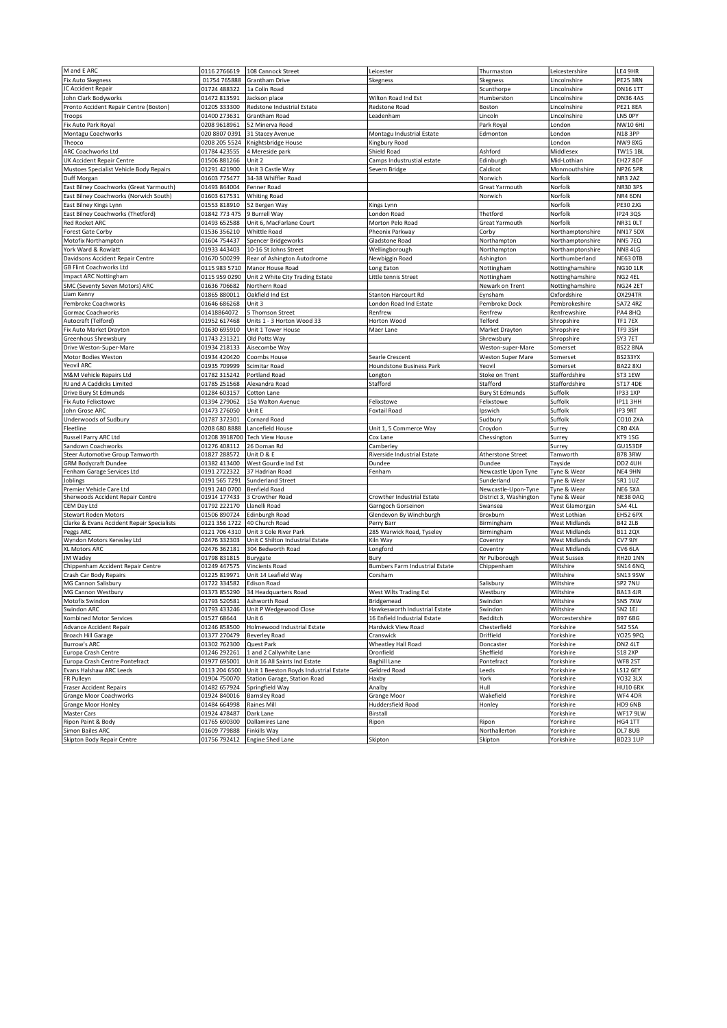| | | | | | | |
|---|---|---|---|---|---|---|
| M and E ARC | 0116 2766619 | 108 Cannock Street | Leicester | Thurmaston | Leicestershire | LE4 9HR |
| Fix Auto Skegness | 01754 765888 | Grantham Drive | Skegness | Skegness | Lincolnshire | PE25 3RN |
| JC Accident Repair | 01724 488322 | 1a Colin Road | | Scunthorpe | Lincolnshire | DN16 1TT |
| John Clark Bodyworks | 01472 813591 | Jackson place | Wilton Road Ind Est | Humberston | Lincolnshire | DN36 4AS |
| Pronto Accident Repair Centre (Boston) | 01205 333300 | Redstone Industrial Estate | Redstone Road | Boston | Lincolnshire | PE21 8EA |
| Troops | 01400 273631 | Grantham Road | Leadenham | Lincoln | Lincolnshire | LN5 0PY |
| Fix Auto Park Royal | 0208 9618961 | 52 Minerva Road | | Park Royal | London | NW10 6HJ |
| Montagu Coachworks | 020 8807 0391 | 31 Stacey Avenue | Montagu Industrial Estate | Edmonton | London | N18 3PP |
| Theoco | 0208 205 5524 | Knightsbridge House | Kingbury Road | | London | NW9 8XG |
| ARC Coachworks Ltd | 01784 423555 | 4 Mereside park | Shield Road | Ashford | Middlesex | TW15 1BL |
| UK Accident Repair Centre | 01506 881266 | Unit 2 | Camps Industrustial estate | Edinburgh | Mid-Lothian | EH27 8DF |
| Mustoes Specialist Vehicle Body Repairs | 01291 421900 | Unit 3 Castle Way | Severn Bridge | Caldicot | Monmouthshire | NP26 5PR |
| Duff Morgan | 01603 775477 | 34-38 Whiffler Road | | Norwich | Norfolk | NR3 2AZ |
| East Bilney Coachworks (Great Yarmouth) | 01493 844004 | Fenner Road | | Great Yarmouth | Norfolk | NR30 3PS |
| East Bilney Coachworks (Norwich South) | 01603 617531 | Whiting Road | | Norwich | Norfolk | NR4 6DN |
| East Bilney Kings Lynn | 01553 818910 | 52 Bergen Way | Kings Lynn | | Norfolk | PE30 2JG |
| East Bilney Coachworks (Thetford) | 01842 773 475 | 9 Burrell Way | London Road | Thetford | Norfolk | IP24 3QS |
| Red Rocket ARC | 01493 652588 | Unit 6, MacFarlane Court | Morton Pelo Road | Great Yarmouth | Norfolk | NR31 0LT |
| Forest Gate Corby | 01536 356210 | Whittle Road | Pheonix Parkway | Corby | Northamptonshire | NN17 5DX |
| Motofix Northampton | 01604 754437 | Spencer Bridgeworks | Gladstone Road | Northampton | Northamptonshire | NN5 7EQ |
| York Ward & Rowlatt | 01933 443403 | 10-16 St Johns Street | Wellingborough | Northampton | Northamptonshire | NN8 4LG |
| Davidsons Accident Repair Centre | 01670 500299 | Rear of Ashington Autodrome | Newbiggin Road | Ashington | Northumberland | NE63 0TB |
| GB Flint Coachworks Ltd | 0115 983 5710 | Manor House Road | Long Eaton | Nottingham | Nottinghamshire | NG10 1LR |
| Impact ARC Nottingham | 0115 959 0290 | Unit 2 White City Trading Estate | Little tennis Street | Nottingham | Nottinghamshire | NG2 4EL |
| SMC (Seventy Seven Motors) ARC | 01636 706682 | Northern Road | | Newark on Trent | Nottinghamshire | NG24 2ET |
| Liam Kenny | 01865 880011 | Oakfield Ind Est | Stanton Harcourt Rd | Eynsham | Oxfordshire | OX294TR |
| Pembroke Coachworks | 01646 686268 | Unit 3 | London Road Ind Estate | Pembroke Dock | Pembrokeshire | SA72 4RZ |
| Gormac Coachworks | 01418864072 | 5 Thomson Street | Renfrew | Renfrew | Renfrewshire | PA4 8HQ |
| Autocraft (Telford) | 01952 617468 | Units 1 - 3 Horton Wood 33 | Horton Wood | Telford | Shropshire | TF1 7EX |
| Fix Auto Market Drayton | 01630 695910 | Unit 1 Tower House | Maer Lane | Market Drayton | Shropshire | TF9 3SH |
| Greenhous Shrewsbury | 01743 231321 | Old Potts Way | | Shrewsbury | Shropshire | SY3 7ET |
| Drive Weston-Super-Mare | 01934 218133 | Aisecombe Way | | Weston-super-Mare | Somerset | BS22 8NA |
| Motor Bodies Weston | 01934 420420 | Coombs House | Searle Crescent | Weston Super Mare | Somerset | BS233YX |
| Yeovil ARC | 01935 709999 | Scimitar Road | Houndstone Business Park | Yeovil | Somerset | BA22 8XJ |
| M&M Vehicle Repairs Ltd | 01782 315242 | Portland Road | Longton | Stoke on Trent | Staffordshire | ST3 1EW |
| RJ and A Caddicks Limited | 01785 251568 | Alexandra Road | Stafford | Stafford | Staffordshire | ST17 4DE |
| Drive Bury St Edmunds | 01284 603157 | Cotton Lane | | Bury St Edmunds | Suffolk | IP33 1XP |
| Fix Auto Felixstowe | 01394 279062 | 15a Walton Avenue | Felixstowe | Felixstowe | Suffolk | IP11 3HH |
| John Grose ARC | 01473 276050 | Unit E | Foxtail Road | Ipswich | Suffolk | IP3 9RT |
| Underwoods of Sudbury | 01787 372301 | Cornard Road | | Sudbury | Suffolk | CO10 2XA |
| Fleetline | 0208 680 8888 | Lancefield House | Unit 1, 5 Commerce Way | Croydon | Surrey | CR0 4XA |
| Russell Parry ARC Ltd | 01208 3918700 | Tech View House | Cox Lane | Chessington | Surrey | KT9 1SG |
| Sandown Coachworks | 01276 408112 | 26 Doman Rd | Camberley | | Surrey | GU153DF |
| Steer Automotive Group Tamworth | 01827 288572 | Unit D & E | Riverside Industrial Estate | Atherstone Street | Tamworth | B78 3RW |
| GRM Bodycraft Dundee | 01382 413400 | West Gourdie Ind Est | Dundee | Dundee | Tayside | DD2 4UH |
| Fenham Garage Services Ltd | 0191 2722322 | 37 Hadrian Road | Fenham | Newcastle Upon Tyne | Tyne & Wear | NE4 9HN |
| Joblings | 0191 565 7291 | Sunderland Street | | Sunderland | Tyne & Wear | SR1 1UZ |
| Premier Vehicle Care Ltd | 0191 240 0700 | Benfield Road | | Newcastle-Upon-Tyne | Tyne & Wear | NE6 5XA |
| Sherwoods Accident Repair Centre | 01914 177433 | 3 Crowther Road | Crowther Industrial Estate | District 3, Washington | Tyne & Wear | NE38 0AQ |
| CEM Day Ltd | 01792 222170 | Llanelli Road | Garngoch Gorseinon | Swansea | West Glamorgan | SA4 4LL |
| Stewart Roden Motors | 01506 890724 | Edinburgh Road | Glendevon By Winchburgh | Broxburn | West Lothian | EH52 6PX |
| Clarke & Evans Accident Repair Specialists | 0121 356 1722 | 40 Church Road | Perry Barr | Birmingham | West Midlands | B42 2LB |
| Peggs ARC | 0121 706 4310 | Unit 3 Cole River Park | 285 Warwick Road, Tyseley | Birmingham | West Midlands | B11 2QX |
| Wyndon Motors Keresley Ltd | 02476 332303 | Unit C Shilton Industrial Estate | Kiln Way | Coventry | West Midlands | CV7 9JY |
| XL Motors ARC | 02476 362181 | 304 Bedworth Road | Longford | Coventry | West Midlands | CV6 6LA |
| JM Wadey | 01798 831815 | Burygate | Bury | Nr Pulborough | West Sussex | RH20 1NN |
| Chippenham Accident Repair Centre | 01249 447575 | Vincients Road | Bumbers Farm Industrial Estate | Chippenham | Wiltshire | SN14 6NQ |
| Crash Car Body Repairs | 01225 819971 | Unit 14 Leafield Way | Corsham | | Wiltshire | SN13 9SW |
| MG Cannon Salisbury | 01722 334582 | Edison Road | | Salisbury | Wiltshire | SP2 7NU |
| MG Cannon Westbury | 01373 855290 | 34 Headquarters Road | West Wilts Trading Est | Westbury | Wiltshire | BA13 4JR |
| Motofix Swindon | 01793 520581 | Ashworth Road | Bridgemead | Swindon | Wiltshire | SN5 7XW |
| Swindon ARC | 01793 433246 | Unit P Wedgewood Close | Hawkesworth Industrial Estate | Swindon | Wiltshire | SN2 1EJ |
| Kombined Motor Services | 01527 68644 | Unit 6 | 16 Enfield Industrial Estate | Redditch | Worcestershire | B97 6BG |
| Advance Accident Repair | 01246 858500 | Holmewood Industrial Estate | Hardwick View Road | Chesterfield | Yorkshire | S42 5SA |
| Broach Hill Garage | 01377 270479 | Beverley Road | Cranswick | Driffield | Yorkshire | YO25 9PQ |
| Burrow's ARC | 01302 762300 | Quest Park | Wheatley Hall Road | Doncaster | Yorkshire | DN2 4LT |
| Europa Crash Centre | 01246 292261 | 1 and 2 Callywhite Lane | Dronfield | Sheffield | Yorkshire | S18 2XP |
| Europa Crash Centre Pontefract | 01977 695001 | Unit 16 All Saints Ind Estate | Baghill Lane | Pontefract | Yorkshire | WF8 2ST |
| Evans Halshaw ARC Leeds | 0113 204 6500 | Unit 1 Beeston Royds Industrial Estate | Geldred Road | Leeds | Yorkshire | LS12 6EY |
| FR Pulleyn | 01904 750070 | Station Garage, Station Road | Haxby | York | Yorkshire | YO32 3LX |
| Fraser Accident Repairs | 01482 657924 | Springfield Way | Analby | Hull | Yorkshire | HU10 6RX |
| Grange Moor Coachworks | 01924 840016 | Barnsley Road | Grange Moor | Wakefield | Yorkshire | WF4 4DR |
| Grange Moor Honley | 01484 664998 | Raines Mill | Huddersfield Road | Honley | Yorkshire | HD9 6NB |
| Master Cars | 01924 478487 | Dark Lane | Birstall | | Yorkshire | WF17 9LW |
| Ripon Paint & Body | 01765 690300 | Dallamires Lane | Ripon | Ripon | Yorkshire | HG4 1TT |
| Simon Bailes ARC | 01609 779888 | Finkills Way | | Northallerton | Yorkshire | DL7 8UB |
| Skipton Body Repair Centre | 01756 792412 | Engine Shed Lane | Skipton | Skipton | Yorkshire | BD23 1UP |